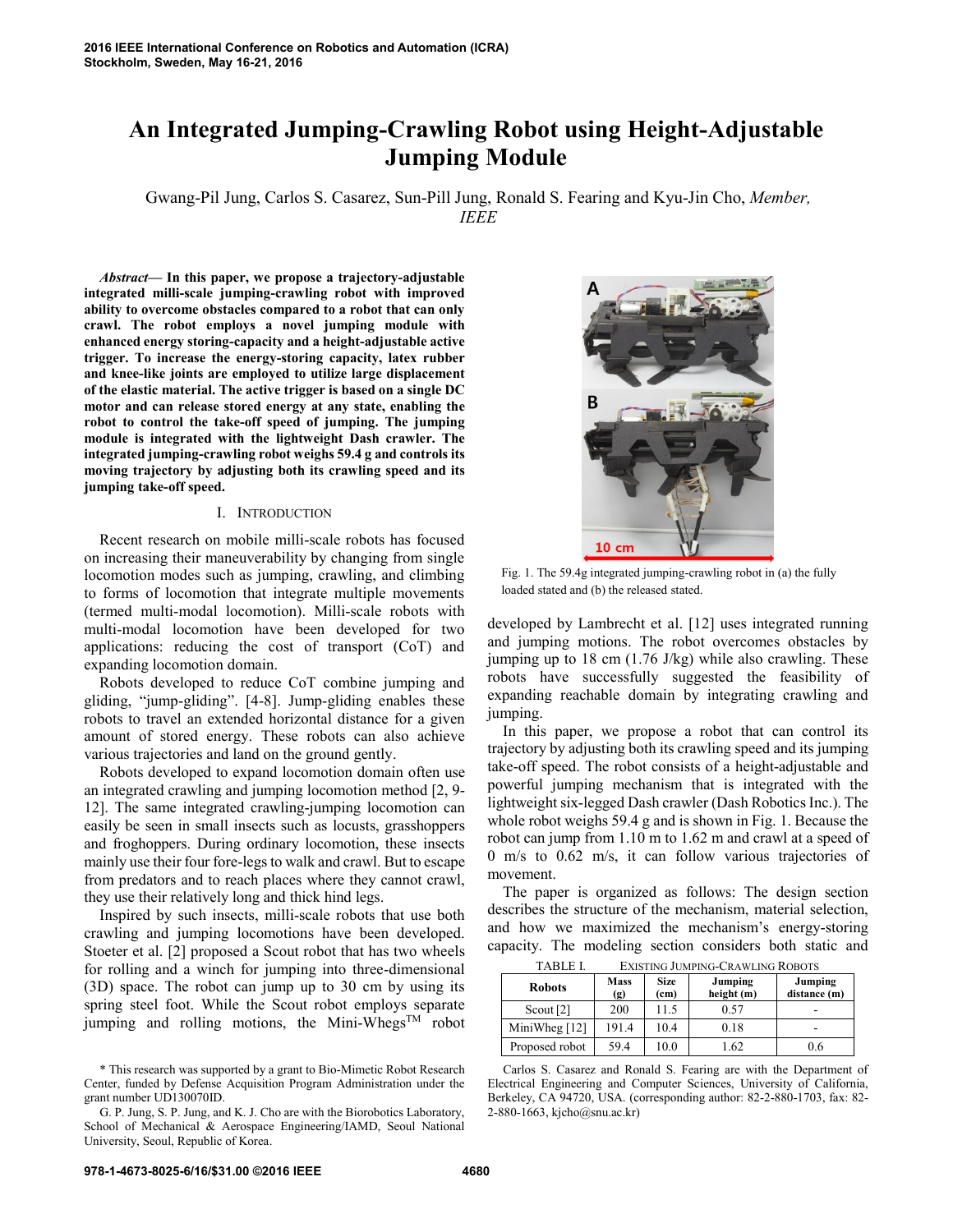# An Integrated Jumping-Crawling Robot using Height-Adjustable Jumping Module

Gwang-Pil Jung, Carlos S. Casarez, Sun-Pill Jung, Ronald S. Fearing and Kyu-Jin Cho, *Member, IEEE*

***Abstract*— In this paper, we propose a trajectory-adjustable integrated milli-scale jumping-crawling robot with improved ability to overcome obstacles compared to a robot that can only crawl. The robot employs a novel jumping module with enhanced energy storing-capacity and a height-adjustable active trigger. To increase the energy-storing capacity, latex rubber and knee-like joints are employed to utilize large displacement of the elastic material. The active trigger is based on a single DC motor and can release stored energy at any state, enabling the robot to control the take-off speed of jumping. The jumping module is integrated with the lightweight Dash crawler. The integrated jumping-crawling robot weighs 59.4 g and controls its moving trajectory by adjusting both its crawling speed and its jumping take-off speed.**

## I. Introduction

Recent research on mobile milli-scale robots has focused on increasing their maneuverability by changing from single locomotion modes such as jumping, crawling, and climbing to forms of locomotion that integrate multiple movements (termed multi-modal locomotion). Milli-scale robots with multi-modal locomotion have been developed for two applications: reducing the cost of transport (CoT) and expanding locomotion domain.

Robots developed to reduce CoT combine jumping and gliding, "jump-gliding". [4-8]. Jump-gliding enables these robots to travel an extended horizontal distance for a given amount of stored energy. These robots can also achieve various trajectories and land on the ground gently.

Robots developed to expand locomotion domain often use an integrated crawling and jumping locomotion method [2, 9-12]. The same integrated crawling-jumping locomotion can easily be seen in small insects such as locusts, grasshoppers and froghoppers. During ordinary locomotion, these insects mainly use their four fore-legs to walk and crawl. But to escape from predators and to reach places where they cannot crawl, they use their relatively long and thick hind legs.

Inspired by such insects, milli-scale robots that use both crawling and jumping locomotions have been developed. Stoeter et al. [2] proposed a Scout robot that has two wheels for rolling and a winch for jumping into three-dimensional (3D) space. The robot can jump up to 30 cm by using its spring steel foot. While the Scout robot employs separate jumping and rolling motions, the Mini-Whegs™ robot developed by Lambrecht et al. [12] uses integrated running and jumping motions. The robot overcomes obstacles by jumping up to 18 cm (1.76 J/kg) while also crawling. These robots have successfully suggested the feasibility of expanding reachable domain by integrating crawling and jumping.

Fig. 1. The 59.4g integrated jumping-crawling robot in (a) the fully loaded stated and (b) the released stated.

In this paper, we propose a robot that can control its trajectory by adjusting both its crawling speed and its jumping take-off speed. The robot consists of a height-adjustable and powerful jumping mechanism that is integrated with the lightweight six-legged Dash crawler (Dash Robotics Inc.). The whole robot weighs 59.4 g and is shown in Fig. 1. Because the robot can jump from 1.10 m to 1.62 m and crawl at a speed of 0 m/s to 0.62 m/s, it can follow various trajectories of movement.

The paper is organized as follows: The design section describes the structure of the mechanism, material selection, and how we maximized the mechanism's energy-storing capacity. The modeling section considers both static and

TABLE I. Existing Jumping-Crawling Robots

| Robots | Mass (g) | Size (cm) | Jumping height (m) | Jumping distance (m) |
|---|---|---|---|---|
| Scout [2] | 200 | 11.5 | 0.57 | - |
| MiniWheg [12] | 191.4 | 10.4 | 0.18 | - |
| Proposed robot | 59.4 | 10.0 | 1.62 | 0.6 |

\* This research was supported by a grant to Bio-Mimetic Robot Research Center, funded by Defense Acquisition Program Administration under the grant number UD130070ID.

G. P. Jung, S. P. Jung, and K. J. Cho are with the Biorobotics Laboratory, School of Mechanical & Aerospace Engineering/IAMD, Seoul National University, Seoul, Republic of Korea.

Carlos S. Casarez and Ronald S. Fearing are with the Department of Electrical Engineering and Computer Sciences, University of California, Berkeley, CA 94720, USA. (corresponding author: 82-2-880-1703, fax: 82-2-880-1663, kjcho@snu.ac.kr)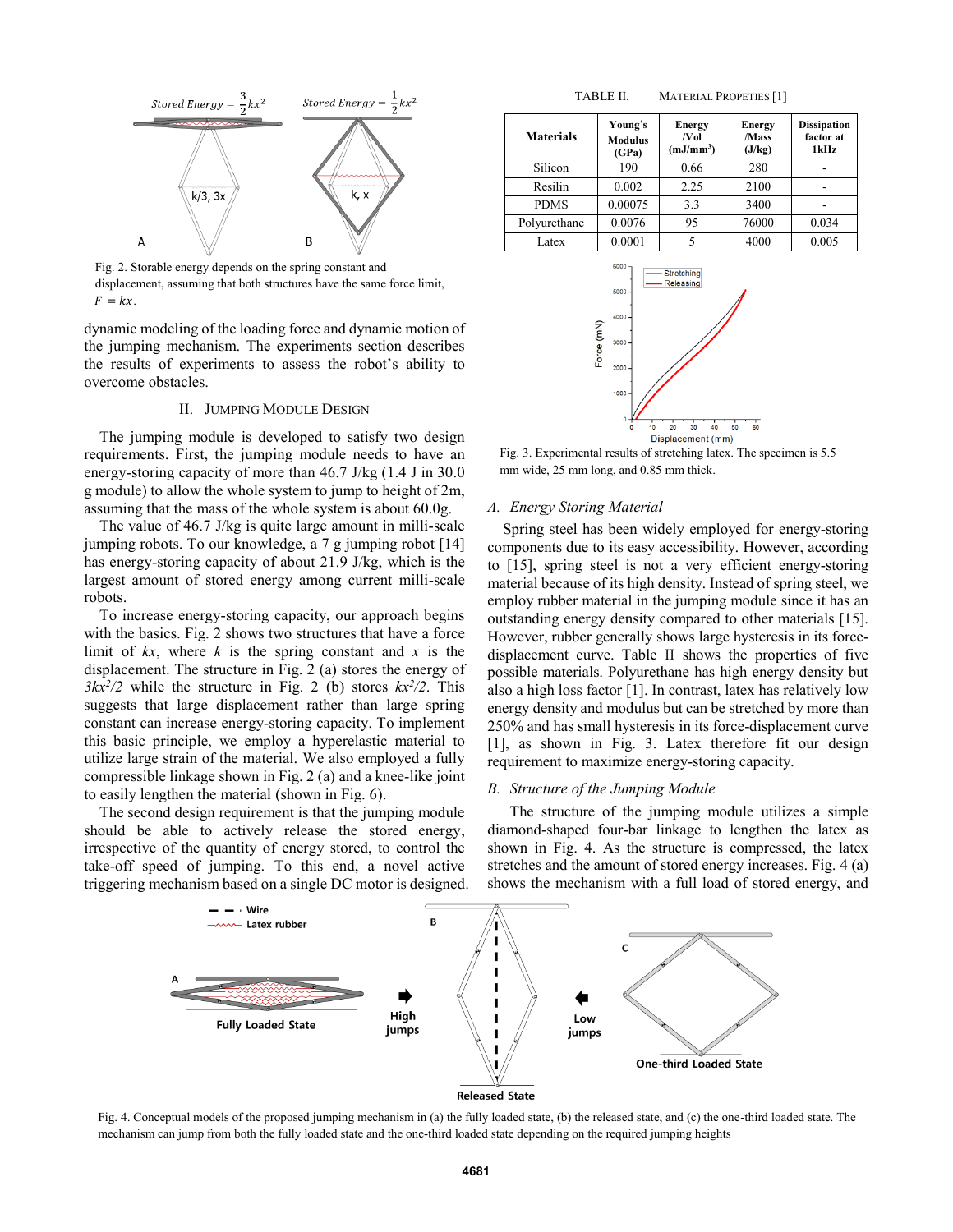Fig. 2. Storable energy depends on the spring constant and displacement, assuming that both structures have the same force limit, $F = kx$.

dynamic modeling of the loading force and dynamic motion of the jumping mechanism. The experiments section describes the results of experiments to assess the robot's ability to overcome obstacles.

## II. Jumping Module Design

The jumping module is developed to satisfy two design requirements. First, the jumping module needs to have an energy-storing capacity of more than 46.7 J/kg (1.4 J in 30.0 g module) to allow the whole system to jump to height of 2m, assuming that the mass of the whole system is about 60.0g.

The value of 46.7 J/kg is quite large amount in milli-scale jumping robots. To our knowledge, a 7 g jumping robot [14] has energy-storing capacity of about 21.9 J/kg, which is the largest amount of stored energy among current milli-scale robots.

To increase energy-storing capacity, our approach begins with the basics. Fig. 2 shows two structures that have a force limit of $kx$, where $k$ is the spring constant and $x$ is the displacement. The structure in Fig. 2 (a) stores the energy of $3kx^2/2$ while the structure in Fig. 2 (b) stores $kx^2/2$. This suggests that large displacement rather than large spring constant can increase energy-storing capacity. To implement this basic principle, we employ a hyperelastic material to utilize large strain of the material. We also employed a fully compressible linkage shown in Fig. 2 (a) and a knee-like joint to easily lengthen the material (shown in Fig. 6).

The second design requirement is that the jumping module should be able to actively release the stored energy, irrespective of the quantity of energy stored, to control the take-off speed of jumping. To this end, a novel active triggering mechanism based on a single DC motor is designed.

TABLE II. Material Propeties [1]

| Materials | Young's Modulus (GPa) | Energy /Vol (mJ/mm$^3$) | Energy /Mass (J/kg) | Dissipation factor at 1kHz |
|---|---|---|---|---|
| Silicon | 190 | 0.66 | 280 | - |
| Resilin | 0.002 | 2.25 | 2100 | - |
| PDMS | 0.00075 | 3.3 | 3400 | - |
| Polyurethane | 0.0076 | 95 | 76000 | 0.034 |
| Latex | 0.0001 | 5 | 4000 | 0.005 |

Fig. 3. Experimental results of stretching latex. The specimen is 5.5 mm wide, 25 mm long, and 0.85 mm thick.

### A. Energy Storing Material

Spring steel has been widely employed for energy-storing components due to its easy accessibility. However, according to [15], spring steel is not a very efficient energy-storing material because of its high density. Instead of spring steel, we employ rubber material in the jumping module since it has an outstanding energy density compared to other materials [15]. However, rubber generally shows large hysteresis in its force-displacement curve. Table II shows the properties of five possible materials. Polyurethane has high energy density but also a high loss factor [1]. In contrast, latex has relatively low energy density and modulus but can be stretched by more than 250% and has small hysteresis in its force-displacement curve [1], as shown in Fig. 3. Latex therefore fit our design requirement to maximize energy-storing capacity.

### B. Structure of the Jumping Module

The structure of the jumping module utilizes a simple diamond-shaped four-bar linkage to lengthen the latex as shown in Fig. 4. As the structure is compressed, the latex stretches and the amount of stored energy increases. Fig. 4 (a) shows the mechanism with a full load of stored energy, and

Fig. 4. Conceptual models of the proposed jumping mechanism in (a) the fully loaded state, (b) the released state, and (c) the one-third loaded state. The mechanism can jump from both the fully loaded state and the one-third loaded state depending on the required jumping heights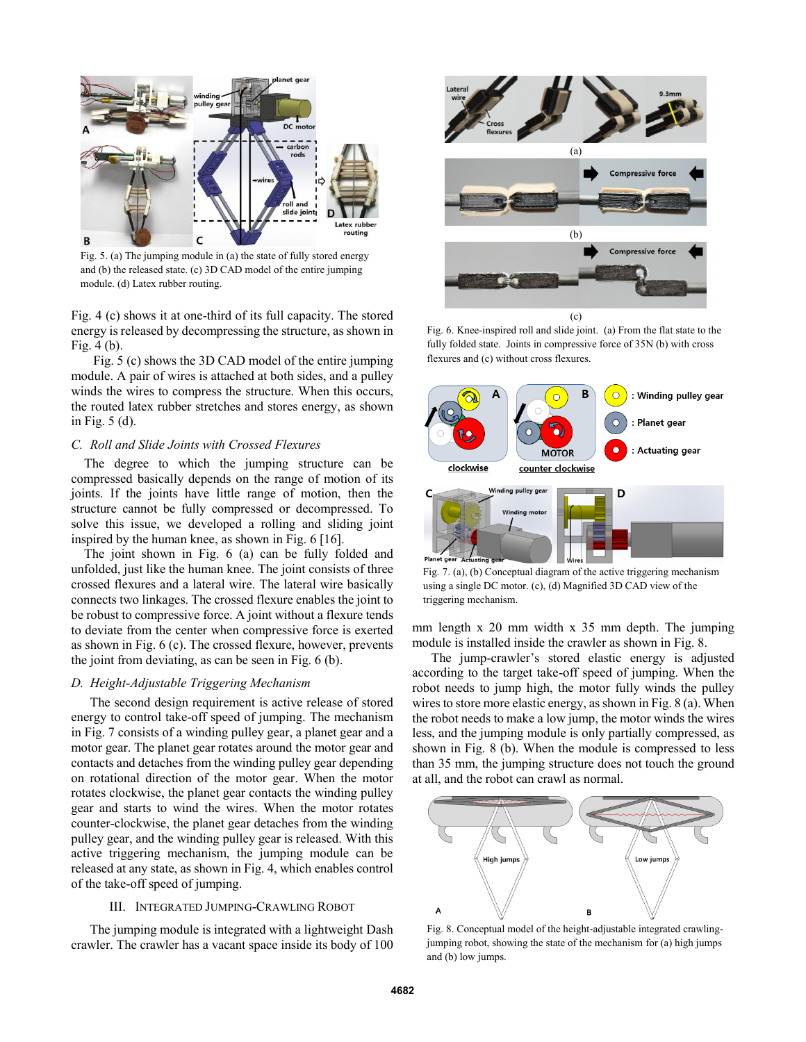Fig. 5. (a) The jumping module in (a) the state of fully stored energy and (b) the released state. (c) 3D CAD model of the entire jumping module. (d) Latex rubber routing.

Fig. 4 (c) shows it at one-third of its full capacity. The stored energy is released by decompressing the structure, as shown in Fig. 4 (b).

Fig. 5 (c) shows the 3D CAD model of the entire jumping module. A pair of wires is attached at both sides, and a pulley winds the wires to compress the structure. When this occurs, the routed latex rubber stretches and stores energy, as shown in Fig. 5 (d).

### C. Roll and Slide Joints with Crossed Flexures

The degree to which the jumping structure can be compressed basically depends on the range of motion of its joints. If the joints have little range of motion, then the structure cannot be fully compressed or decompressed. To solve this issue, we developed a rolling and sliding joint inspired by the human knee, as shown in Fig. 6 [16].

The joint shown in Fig. 6 (a) can be fully folded and unfolded, just like the human knee. The joint consists of three crossed flexures and a lateral wire. The lateral wire basically connects two linkages. The crossed flexure enables the joint to be robust to compressive force. A joint without a flexure tends to deviate from the center when compressive force is exerted as shown in Fig. 6 (c). The crossed flexure, however, prevents the joint from deviating, as can be seen in Fig. 6 (b).

### D. Height-Adjustable Triggering Mechanism

The second design requirement is active release of stored energy to control take-off speed of jumping. The mechanism in Fig. 7 consists of a winding pulley gear, a planet gear and a motor gear. The planet gear rotates around the motor gear and contacts and detaches from the winding pulley gear depending on rotational direction of the motor gear. When the motor rotates clockwise, the planet gear contacts the winding pulley gear and starts to wind the wires. When the motor rotates counter-clockwise, the planet gear detaches from the winding pulley gear, and the winding pulley gear is released. With this active triggering mechanism, the jumping module can be released at any state, as shown in Fig. 4, which enables control of the take-off speed of jumping.

## III. Integrated Jumping-Crawling Robot

The jumping module is integrated with a lightweight Dash crawler. The crawler has a vacant space inside its body of 100 mm length x 20 mm width x 35 mm depth. The jumping module is installed inside the crawler as shown in Fig. 8.

The jump-crawler's stored elastic energy is adjusted according to the target take-off speed of jumping. When the robot needs to jump high, the motor fully winds the pulley wires to store more elastic energy, as shown in Fig. 8 (a). When the robot needs to make a low jump, the motor winds the wires less, and the jumping module is only partially compressed, as shown in Fig. 8 (b). When the module is compressed to less than 35 mm, the jumping structure does not touch the ground at all, and the robot can crawl as normal.

Fig. 6. Knee-inspired roll and slide joint. (a) From the flat state to the fully folded state. Joints in compressive force of 35N (b) with cross flexures and (c) without cross flexures.

Fig. 7. (a), (b) Conceptual diagram of the active triggering mechanism using a single DC motor. (c), (d) Magnified 3D CAD view of the triggering mechanism.

Fig. 8. Conceptual model of the height-adjustable integrated crawling-jumping robot, showing the state of the mechanism for (a) high jumps and (b) low jumps.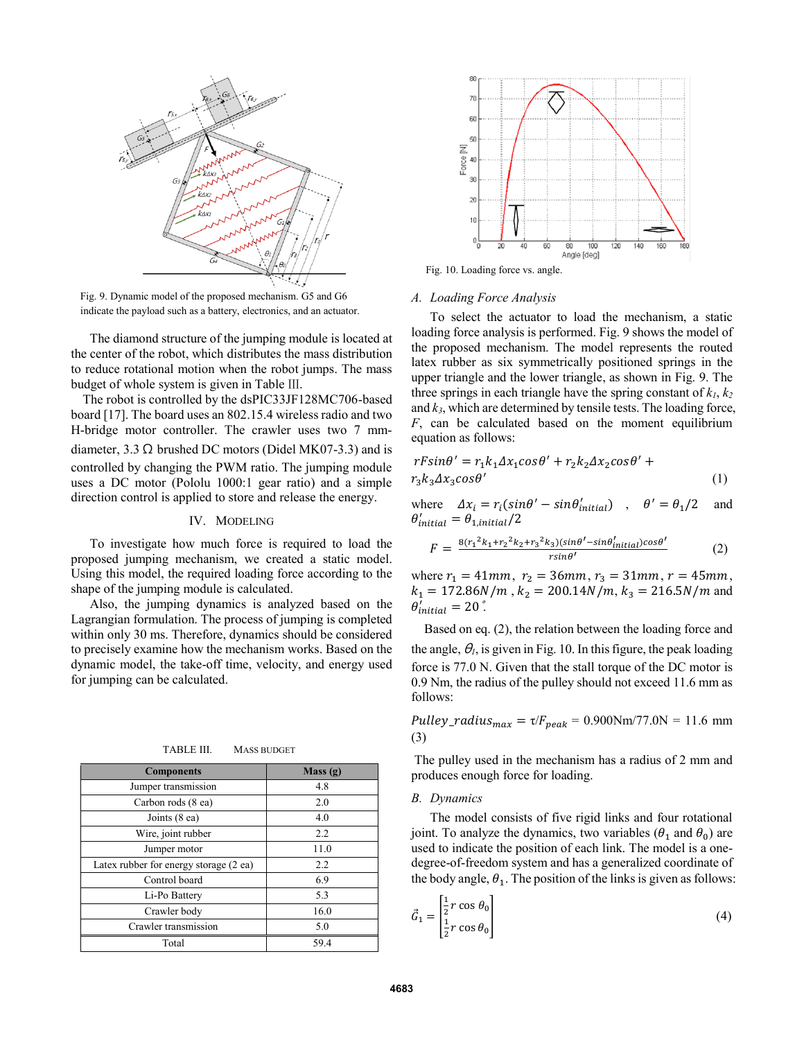Fig. 9. Dynamic model of the proposed mechanism. G5 and G6 indicate the payload such as a battery, electronics, and an actuator.

The diamond structure of the jumping module is located at the center of the robot, which distributes the mass distribution to reduce rotational motion when the robot jumps. The mass budget of whole system is given in Table III.

The robot is controlled by the dsPIC33JF128MC706-based board [17]. The board uses an 802.15.4 wireless radio and two H-bridge motor controller. The crawler uses two 7 mm-diameter, 3.3 Ω brushed DC motors (Didel MK07-3.3) and is controlled by changing the PWM ratio. The jumping module uses a DC motor (Pololu 1000:1 gear ratio) and a simple direction control is applied to store and release the energy.

## IV. Modeling

To investigate how much force is required to load the proposed jumping mechanism, we created a static model. Using this model, the required loading force according to the shape of the jumping module is calculated.

Also, the jumping dynamics is analyzed based on the Lagrangian formulation. The process of jumping is completed within only 30 ms. Therefore, dynamics should be considered to precisely examine how the mechanism works. Based on the dynamic model, the take-off time, velocity, and energy used for jumping can be calculated.

TABLE III. Mass Budget

| Components | Mass (g) |
| --- | --- |
| Jumper transmission | 4.8 |
| Carbon rods (8 ea) | 2.0 |
| Joints (8 ea) | 4.0 |
| Wire, joint rubber | 2.2 |
| Jumper motor | 11.0 |
| Latex rubber for energy storage (2 ea) | 2.2 |
| Control board | 6.9 |
| Li-Po Battery | 5.3 |
| Crawler body | 16.0 |
| Crawler transmission | 5.0 |
| Total | 59.4 |

Fig. 10. Loading force vs. angle.

### A. Loading Force Analysis

To select the actuator to load the mechanism, a static loading force analysis is performed. Fig. 9 shows the model of the proposed mechanism. The model represents the routed latex rubber as six symmetrically positioned springs in the upper triangle and the lower triangle, as shown in Fig. 9. The three springs in each triangle have the spring constant of $k_1$, $k_2$ and $k_3$, which are determined by tensile tests. The loading force, $F$, can be calculated based on the moment equilibrium equation as follows:

$$rF\sin\theta' = r_1k_1\Delta x_1\cos\theta' + r_2k_2\Delta x_2\cos\theta' + r_3k_3\Delta x_3\cos\theta' \quad (1)$$

where $\Delta x_i = r_i(\sin\theta' - \sin\theta'_{initial})$ , $\theta' = \theta_1/2$ and $\theta'_{initial} = \theta_{1,initial}/2$

$$F = \frac{8(r_1{}^2k_1 + r_2{}^2k_2 + r_3{}^2k_3)(\sin\theta' - \sin\theta'_{initial})\cos\theta'}{r\sin\theta'} \quad (2)$$

where $r_1 = 41mm$, $r_2 = 36mm$, $r_3 = 31mm$, $r = 45mm$, $k_1 = 172.86N/m$ , $k_2 = 200.14N/m$, $k_3 = 216.5N/m$ and $\theta'_{initial} = 20^\circ$.

Based on eq. (2), the relation between the loading force and the angle, $\theta_l$, is given in Fig. 10. In this figure, the peak loading force is 77.0 N. Given that the stall torque of the DC motor is 0.9 Nm, the radius of the pulley should not exceed 11.6 mm as follows:

$$Pulley\_radius_{max} = \tau/F_{peak} = 0.900\text{Nm}/77.0\text{N} = 11.6 \text{ mm} \quad (3)$$

The pulley used in the mechanism has a radius of 2 mm and produces enough force for loading.

### B. Dynamics

The model consists of five rigid links and four rotational joint. To analyze the dynamics, two variables ($\theta_1$ and $\theta_0$) are used to indicate the position of each link. The model is a one-degree-of-freedom system and has a generalized coordinate of the body angle, $\theta_1$. The position of the links is given as follows:

$$\vec{G}_1 = \begin{bmatrix} \frac{1}{2} r\cos\theta_0 \\ \frac{1}{2} r\cos\theta_0 \end{bmatrix} \quad (4)$$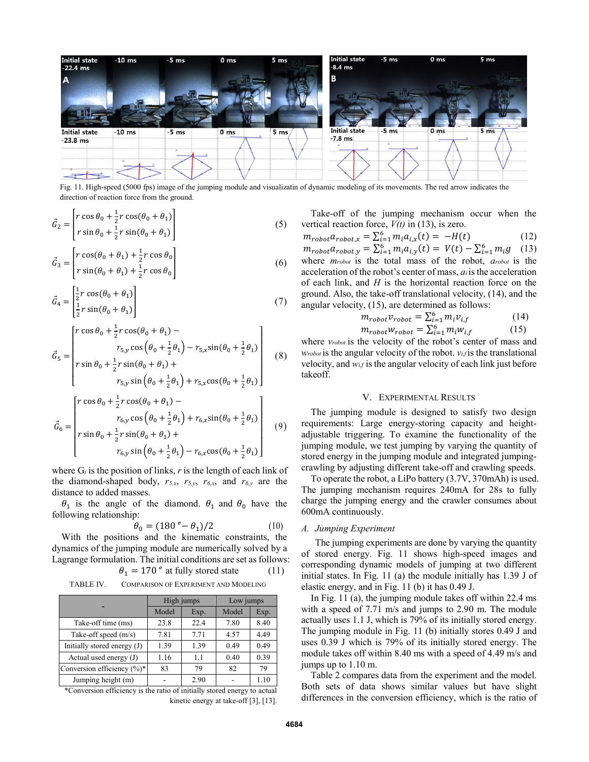Fig. 11. High-speed (5000 fps) image of the jumping module and visualizatin of dynamic modeling of its movements. The red arrow indicates the direction of reaction force from the ground.

$$\vec{G}_2 = \begin{bmatrix} r\cos\theta_0 + \frac{1}{2}r\cos(\theta_0+\theta_1) \\ r\sin\theta_0 + \frac{1}{2}r\sin(\theta_0+\theta_1) \end{bmatrix} \quad (5)$$

$$\vec{G}_3 = \begin{bmatrix} r\cos(\theta_0+\theta_1) + \frac{1}{2}r\cos\theta_0 \\ r\sin(\theta_0+\theta_1) + \frac{1}{2}r\cos\theta_0 \end{bmatrix} \quad (6)$$

$$\vec{G}_4 = \begin{bmatrix} \frac{1}{2}r\cos(\theta_0+\theta_1) \\ \frac{1}{2}r\sin(\theta_0+\theta_1) \end{bmatrix} \quad (7)$$

$$\vec{G}_5 = \begin{bmatrix} r\cos\theta_0 + \frac{1}{2}r\cos(\theta_0+\theta_1) - \\ \quad r_{5,y}\cos\left(\theta_0+\frac{1}{2}\theta_1\right) - r_{5,x}\sin\left(\theta_0+\frac{1}{2}\theta_1\right) \\ r\sin\theta_0 + \frac{1}{2}r\sin(\theta_0+\theta_1) + \\ \quad r_{5,y}\sin\left(\theta_0+\frac{1}{2}\theta_1\right) + r_{5,x}\cos\left(\theta_0+\frac{1}{2}\theta_1\right) \end{bmatrix} \quad (8)$$

$$\vec{G}_6 = \begin{bmatrix} r\cos\theta_0 + \frac{1}{2}r\cos(\theta_0+\theta_1) - \\ \quad r_{6,y}\cos\left(\theta_0+\frac{1}{2}\theta_1\right) + r_{6,x}\sin\left(\theta_0+\frac{1}{2}\theta_1\right) \\ r\sin\theta_0 + \frac{1}{2}r\sin(\theta_0+\theta_1) + \\ \quad r_{6,y}\sin\left(\theta_0+\frac{1}{2}\theta_1\right) - r_{6,x}\cos\left(\theta_0+\frac{1}{2}\theta_1\right) \end{bmatrix} \quad (9)$$

where $G_i$ is the position of links, $r$ is the length of each link of the diamond-shaped body, $r_{5,x}$, $r_{5,y}$, $r_{6,x}$, and $r_{6,y}$ are the distance to added masses.

$\theta_1$ is the angle of the diamond. $\theta_1$ and $\theta_0$ have the following relationship:

$$\theta_0 = (180° - \theta_1)/2 \quad (10)$$

With the positions and the kinematic constraints, the dynamics of the jumping module are numerically solved by a Lagrange formulation. The initial conditions are set as follows:

$$\theta_1 = 170° \text{ at fully stored state} \quad (11)$$

TABLE IV. COMPARISON OF EXPERIMENT AND MODELING

| - | High jumps | | Low jumps | |
|---|---|---|---|---|
| | Model | Exp. | Model | Exp. |
| Take-off time (ms) | 23.8 | 22.4 | 7.80 | 8.40 |
| Take-off speed (m/s) | 7.81 | 7.71 | 4.57 | 4.49 |
| Initially stored energy (J) | 1.39 | 1.39 | 0.49 | 0.49 |
| Actual used energy (J) | 1.16 | 1.1 | 0.40 | 0.39 |
| Conversion efficiency (%)* | 83 | 79 | 82 | 79 |
| Jumping height (m) | - | 2.90 | - | 1.10 |

*Conversion efficiency is the ratio of initially stored energy to actual kinetic energy at take-off [3], [13].

Take-off of the jumping mechanism occur when the vertical reaction force, $V(t)$ in (13), is zero.

$$m_{robot}a_{robot,x} = \sum_{i=1}^{6} m_i a_{i,x}(t) = -H(t) \quad (12)$$

$$m_{robot}a_{robot,y} = \sum_{i=1}^{6} m_i a_{i,y}(t) = V(t) - \sum_{i=1}^{6} m_i g \quad (13)$$

where $m_{robot}$ is the total mass of the robot, $a_{robot}$ is the acceleration of the robot's center of mass, $a_i$ is the acceleration of each link, and $H$ is the horizontal reaction force on the ground. Also, the take-off translational velocity, (14), and the angular velocity, (15), are determined as follows:

$$m_{robot}v_{robot} = \sum_{i=1}^{6} m_i v_{i,f} \quad (14)$$

$$m_{robot}w_{robot} = \sum_{i=1}^{6} m_i w_{i,f} \quad (15)$$

where $v_{robot}$ is the velocity of the robot's center of mass and $w_{robot}$ is the angular velocity of the robot. $v_{i,f}$ is the translational velocity, and $w_{i,f}$ is the angular velocity of each link just before takeoff.

## V. EXPERIMENTAL RESULTS

The jumping module is designed to satisfy two design requirements: Large energy-storing capacity and height-adjustable triggering. To examine the functionality of the jumping module, we test jumping by varying the quantity of stored energy in the jumping module and integrated jumping-crawling by adjusting different take-off and crawling speeds.

To operate the robot, a LiPo battery (3.7V, 370mAh) is used. The jumping mechanism requires 240mA for 28s to fully charge the jumping energy and the crawler consumes about 600mA continuously.

### *A. Jumping Experiment*

The jumping experiments are done by varying the quantity of stored energy. Fig. 11 shows high-speed images and corresponding dynamic models of jumping at two different initial states. In Fig. 11 (a) the module initially has 1.39 J of elastic energy, and in Fig. 11 (b) it has 0.49 J.

In Fig. 11 (a), the jumping module takes off within 22.4 ms with a speed of 7.71 m/s and jumps to 2.90 m. The module actually uses 1.1 J, which is 79% of its initially stored energy. The jumping module in Fig. 11 (b) initially stores 0.49 J and uses 0.39 J which is 79% of its initially stored energy. The module takes off within 8.40 ms with a speed of 4.49 m/s and jumps up to 1.10 m.

Table 2 compares data from the experiment and the model. Both sets of data shows similar values but have slight differences in the conversion efficiency, which is the ratio of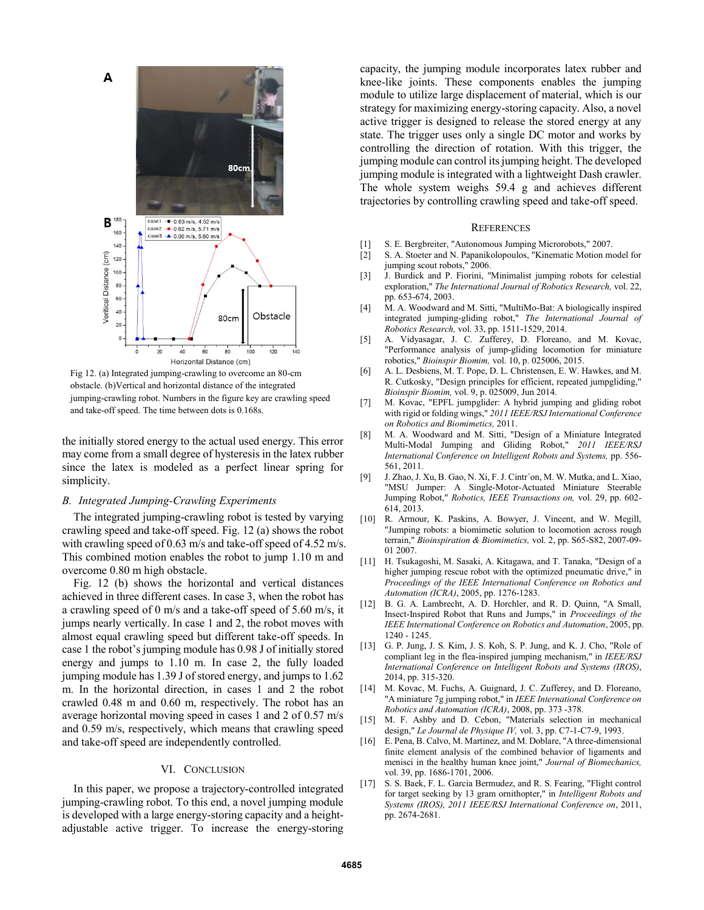A

80cm

B

case1 —■— 0.63 m/s, 4.52 m/s
case2 —●— 0.62 m/s, 5.71 m/s
case3 —▲— 0.00 m/s, 5.60 m/s

Veritical Distance (cm)

Horizontal Distance (cm)

80cm

Obstacle

0 20 40 60 80 100 120 140

0 20 40 60 80 100 120 140 160 180

Fig 12. (a) Integrated jumping-crawling to overcome an 80-cm obstacle. (b)Vertical and horizontal distance of the integrated jumping-crawling robot. Numbers in the figure key are crawling speed and take-off speed. The time between dots is 0.168s.

the initially stored energy to the actual used energy. This error may come from a small degree of hysteresis in the latex rubber since the latex is modeled as a perfect linear spring for simplicity.

### *B. Integrated Jumping-Crawling Experiments*

The integrated jumping-crawling robot is tested by varying crawling speed and take-off speed. Fig. 12 (a) shows the robot with crawling speed of 0.63 m/s and take-off speed of 4.52 m/s. This combined motion enables the robot to jump 1.10 m and overcome 0.80 m high obstacle.

Fig. 12 (b) shows the horizontal and vertical distances achieved in three different cases. In case 3, when the robot has a crawling speed of 0 m/s and a take-off speed of 5.60 m/s, it jumps nearly vertically. In case 1 and 2, the robot moves with almost equal crawling speed but different take-off speeds. In case 1 the robot's jumping module has 0.98 J of initially stored energy and jumps to 1.10 m. In case 2, the fully loaded jumping module has 1.39 J of stored energy, and jumps to 1.62 m. In the horizontal direction, in cases 1 and 2 the robot crawled 0.48 m and 0.60 m, respectively. The robot has an average horizontal moving speed in cases 1 and 2 of 0.57 m/s and 0.59 m/s, respectively, which means that crawling speed and take-off speed are independently controlled.

## VI. Conclusion

In this paper, we propose a trajectory-controlled integrated jumping-crawling robot. To this end, a novel jumping module is developed with a large energy-storing capacity and a height-adjustable active trigger. To increase the energy-storing capacity, the jumping module incorporates latex rubber and knee-like joints. These components enables the jumping module to utilize large displacement of material, which is our strategy for maximizing energy-storing capacity. Also, a novel active trigger is designed to release the stored energy at any state. The trigger uses only a single DC motor and works by controlling the direction of rotation. With this trigger, the jumping module can control its jumping height. The developed jumping module is integrated with a lightweight Dash crawler. The whole system weighs 59.4 g and achieves different trajectories by controlling crawling speed and take-off speed.

## References

[1] S. E. Bergbreiter, "Autonomous Jumping Microrobots," 2007.

[2] S. A. Stoeter and N. Papanikolopoulos, "Kinematic Motion model for jumping scout robots," 2006.

[3] J. Burdick and P. Fiorini, "Minimalist jumping robots for celestial exploration," *The International Journal of Robotics Research,* vol. 22, pp. 653-674, 2003.

[4] M. A. Woodward and M. Sitti, "MultiMo-Bat: A biologically inspired integrated jumping-gliding robot," *The International Journal of Robotics Research,* vol. 33, pp. 1511-1529, 2014.

[5] A. Vidyasagar, J. C. Zufferey, D. Floreano, and M. Kovac, "Performance analysis of jump-gliding locomotion for miniature robotics," *Bioinspir Biomim,* vol. 10, p. 025006, 2015.

[6] A. L. Desbiens, M. T. Pope, D. L. Christensen, E. W. Hawkes, and M. R. Cutkosky, "Design principles for efficient, repeated jumpgliding," *Bioinspir Biomim,* vol. 9, p. 025009, Jun 2014.

[7] M. Kovac, "EPFL jumpglider: A hybrid jumping and gliding robot with rigid or folding wings," *2011 IEEE/RSJ International Conference on Robotics and Biomimetics,* 2011.

[8] M. A. Woodward and M. Sitti, "Design of a Miniature Integrated Multi-Modal Jumping and Gliding Robot," *2011 IEEE/RSJ International Conference on Intelligent Robots and Systems,* pp. 556-561, 2011.

[9] J. Zhao, J. Xu, B. Gao, N. Xi, F. J. Cintr´on, M. W. Mutka, and L. Xiao, "MSU Jumper: A Single-Motor-Actuated Miniature Steerable Jumping Robot," *Robotics, IEEE Transactions on,* vol. 29, pp. 602-614, 2013.

[10] R. Armour, K. Paskins, A. Bowyer, J. Vincent, and W. Megill, "Jumping robots: a biomimetic solution to locomotion across rough terrain," *Bioinspiration & Biomimetics,* vol. 2, pp. S65-S82, 2007-09-01 2007.

[11] H. Tsukagoshi, M. Sasaki, A. Kitagawa, and T. Tanaka, "Design of a higher jumping rescue robot with the optimized pneumatic drive," in *Proceedings of the IEEE International Conference on Robotics and Automation (ICRA)*, 2005, pp. 1276-1283.

[12] B. G. A. Lambrecht, A. D. Horchler, and R. D. Quinn, "A Small, Insect-Inspired Robot that Runs and Jumps," in *Proceedings of the IEEE International Conference on Robotics and Automation*, 2005, pp. 1240 - 1245.

[13] G. P. Jung, J. S. Kim, J. S. Koh, S. P. Jung, and K. J. Cho, "Role of compliant leg in the flea-inspired jumping mechanism," in *IEEE/RSJ International Conference on Intelligent Robots and Systems (IROS)*, 2014, pp. 315-320.

[14] M. Kovac, M. Fuchs, A. Guignard, J. C. Zufferey, and D. Floreano, "A miniature 7g jumping robot," in *IEEE International Conference on Robotics and Automation (ICRA)*, 2008, pp. 373 -378.

[15] M. F. Ashby and D. Cebon, "Materials selection in mechanical design," *Le Journal de Physique IV,* vol. 3, pp. C7-1-C7-9, 1993.

[16] E. Pena, B. Calvo, M. Martinez, and M. Doblare, "A three-dimensional finite element analysis of the combined behavior of ligaments and menisci in the healthy human knee joint," *Journal of Biomechanics,* vol. 39, pp. 1686-1701, 2006.

[17] S. S. Baek, F. L. Garcia Bermudez, and R. S. Fearing, "Flight control for target seeking by 13 gram ornithopter," in *Intelligent Robots and Systems (IROS), 2011 IEEE/RSJ International Conference on*, 2011, pp. 2674-2681.